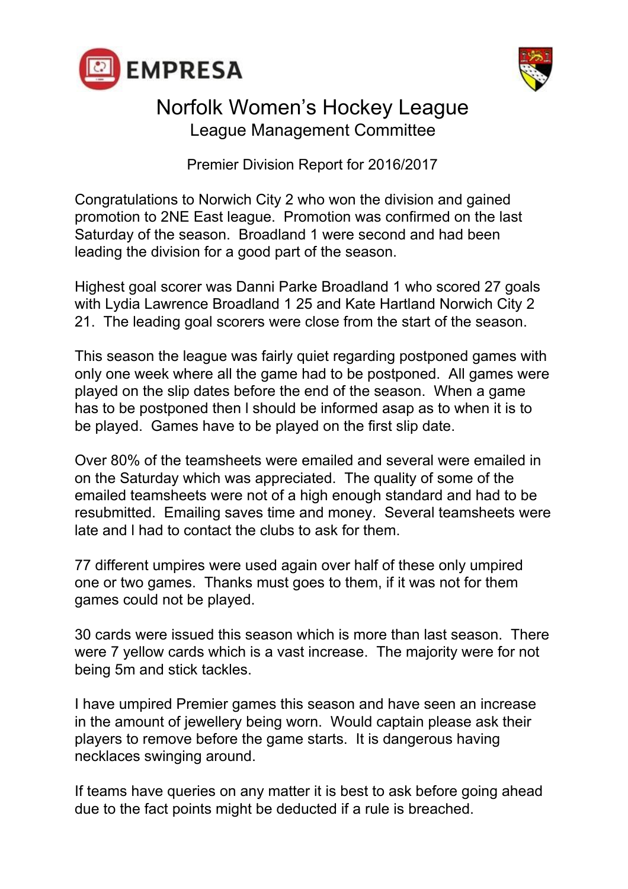EMPRESA

# Norfolk Women's Hockey League

## League Management Committee

Premier Division Report for 2016/2017

Congratulations to Norwich City 2 who won the division and gained promotion to 2NE East league. Promotion was confirmed on the last Saturday of the season. Broadland 1 were second and had been leading the division for a good part of the season.

Highest goal scorer was Danni Parke Broadland 1 who scored 27 goals with Lydia Lawrence Broadland 1 25 and Kate Hartland Norwich City 2 21. The leading goal scorers were close from the start of the season.

This season the league was fairly quiet regarding postponed games with only one week where all the game had to be postponed. All games were played on the slip dates before the end of the season. When a game has to be postponed then I should be informed asap as to when it is to be played. Games have to be played on the first slip date.

Over 80% of the teamsheets were emailed and several were emailed in on the Saturday which was appreciated. The quality of some of the emailed teamsheets were not of a high enough standard and had to be resubmitted. Emailing saves time and money. Several teamsheets were late and I had to contact the clubs to ask for them.

77 different umpires were used again over half of these only umpired one or two games. Thanks must goes to them, if it was not for them games could not be played.

30 cards were issued this season which is more than last season. There were 7 yellow cards which is a vast increase. The majority were for not being 5m and stick tackles.

I have umpired Premier games this season and have seen an increase in the amount of jewellery being worn. Would captain please ask their players to remove before the game starts. It is dangerous having necklaces swinging around.

If teams have queries on any matter it is best to ask before going ahead due to the fact points might be deducted if a rule is breached.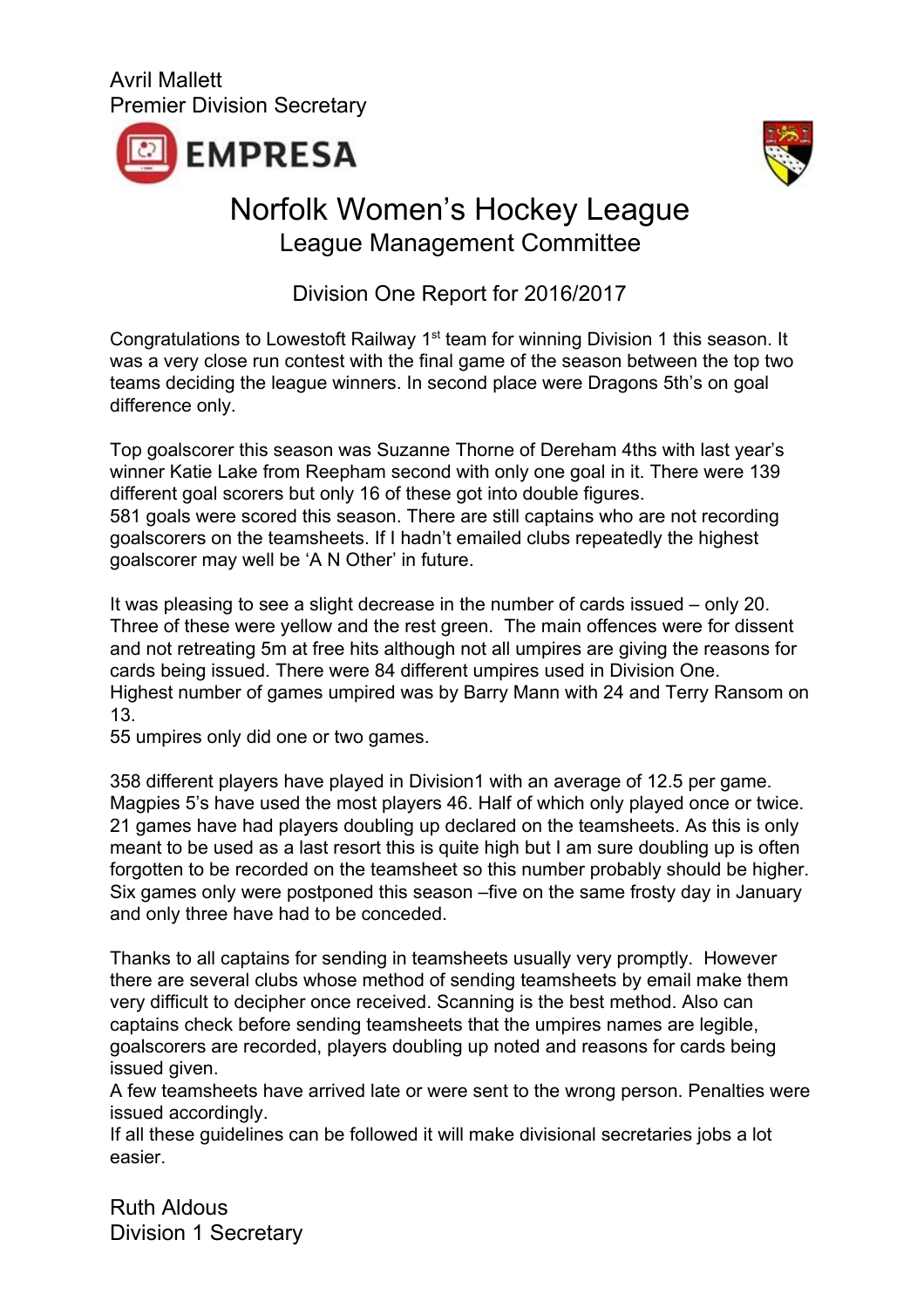Avril Mallett
Premier Division Secretary

# Norfolk Women's Hockey League

## League Management Committee

### Division One Report for 2016/2017

Congratulations to Lowestoft Railway 1st team for winning Division 1 this season. It was a very close run contest with the final game of the season between the top two teams deciding the league winners. In second place were Dragons 5th's on goal difference only.

Top goalscorer this season was Suzanne Thorne of Dereham 4ths with last year's winner Katie Lake from Reepham second with only one goal in it. There were 139 different goal scorers but only 16 of these got into double figures.
581 goals were scored this season. There are still captains who are not recording goalscorers on the teamsheets. If I hadn't emailed clubs repeatedly the highest goalscorer may well be 'A N Other' in future.

It was pleasing to see a slight decrease in the number of cards issued – only 20. Three of these were yellow and the rest green. The main offences were for dissent and not retreating 5m at free hits although not all umpires are giving the reasons for cards being issued. There were 84 different umpires used in Division One.
Highest number of games umpired was by Barry Mann with 24 and Terry Ransom on 13.
55 umpires only did one or two games.

358 different players have played in Division1 with an average of 12.5 per game. Magpies 5's have used the most players 46. Half of which only played once or twice. 21 games have had players doubling up declared on the teamsheets. As this is only meant to be used as a last resort this is quite high but I am sure doubling up is often forgotten to be recorded on the teamsheet so this number probably should be higher. Six games only were postponed this season –five on the same frosty day in January and only three have had to be conceded.

Thanks to all captains for sending in teamsheets usually very promptly. However there are several clubs whose method of sending teamsheets by email make them very difficult to decipher once received. Scanning is the best method. Also can captains check before sending teamsheets that the umpires names are legible, goalscorers are recorded, players doubling up noted and reasons for cards being issued given.
A few teamsheets have arrived late or were sent to the wrong person. Penalties were issued accordingly.
If all these guidelines can be followed it will make divisional secretaries jobs a lot easier.

Ruth Aldous
Division 1 Secretary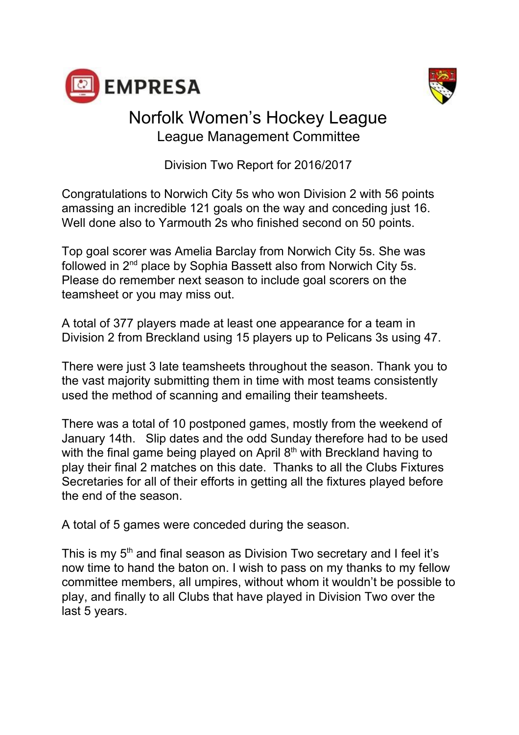# Norfolk Women's Hockey League

## League Management Committee

### Division Two Report for 2016/2017

Congratulations to Norwich City 5s who won Division 2 with 56 points amassing an incredible 121 goals on the way and conceding just 16. Well done also to Yarmouth 2s who finished second on 50 points.

Top goal scorer was Amelia Barclay from Norwich City 5s. She was followed in 2nd place by Sophia Bassett also from Norwich City 5s. Please do remember next season to include goal scorers on the teamsheet or you may miss out.

A total of 377 players made at least one appearance for a team in Division 2 from Breckland using 15 players up to Pelicans 3s using 47.

There were just 3 late teamsheets throughout the season. Thank you to the vast majority submitting them in time with most teams consistently used the method of scanning and emailing their teamsheets.

There was a total of 10 postponed games, mostly from the weekend of January 14th. Slip dates and the odd Sunday therefore had to be used with the final game being played on April 8th with Breckland having to play their final 2 matches on this date. Thanks to all the Clubs Fixtures Secretaries for all of their efforts in getting all the fixtures played before the end of the season.

A total of 5 games were conceded during the season.

This is my 5th and final season as Division Two secretary and I feel it's now time to hand the baton on. I wish to pass on my thanks to my fellow committee members, all umpires, without whom it wouldn't be possible to play, and finally to all Clubs that have played in Division Two over the last 5 years.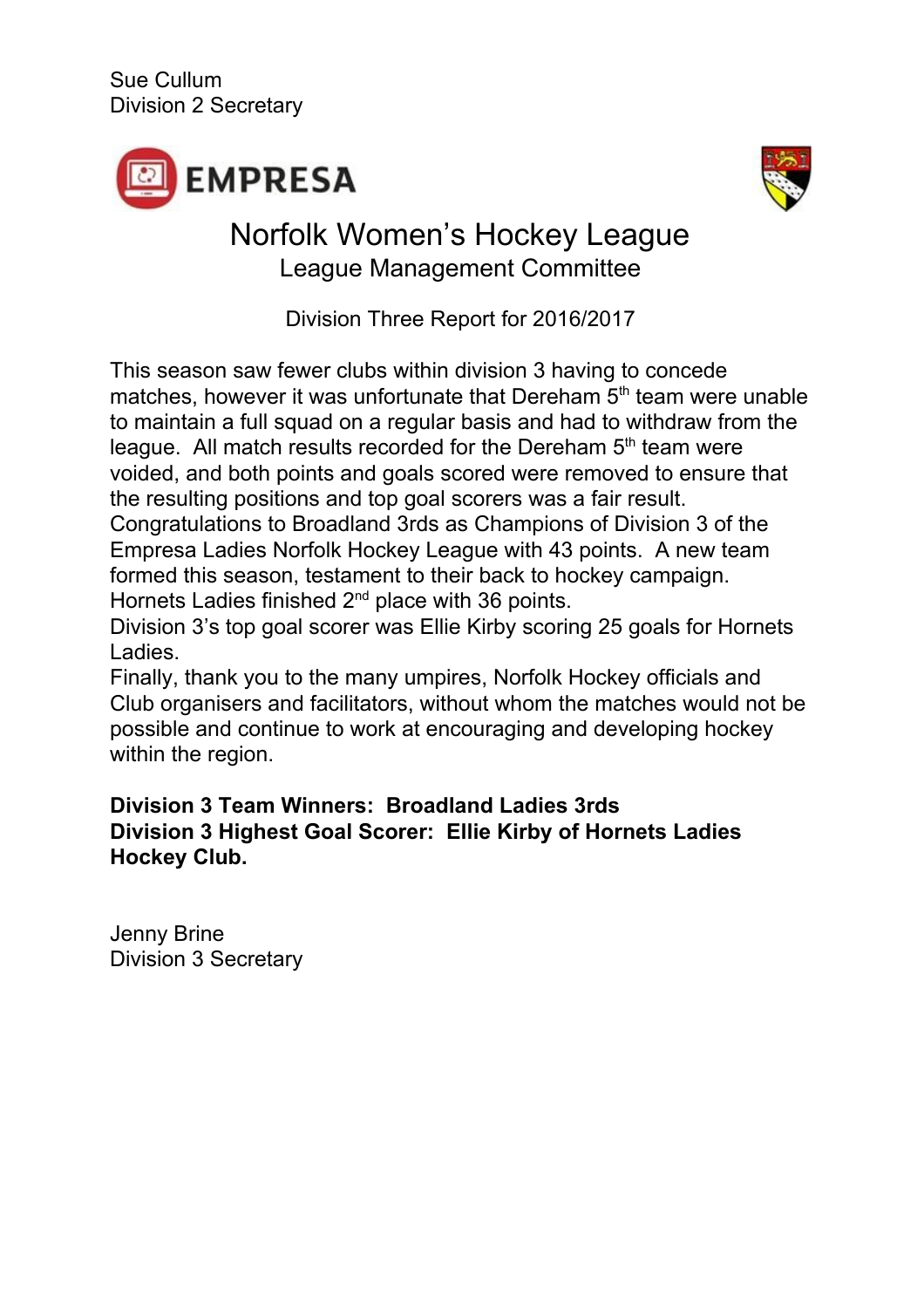Sue Cullum
Division 2 Secretary

# Norfolk Women's Hockey League

## League Management Committee

### Division Three Report for 2016/2017

This season saw fewer clubs within division 3 having to concede matches, however it was unfortunate that Dereham 5th team were unable to maintain a full squad on a regular basis and had to withdraw from the league. All match results recorded for the Dereham 5th team were voided, and both points and goals scored were removed to ensure that the resulting positions and top goal scorers was a fair result.
Congratulations to Broadland 3rds as Champions of Division 3 of the Empresa Ladies Norfolk Hockey League with 43 points. A new team formed this season, testament to their back to hockey campaign.
Hornets Ladies finished 2nd place with 36 points.
Division 3's top goal scorer was Ellie Kirby scoring 25 goals for Hornets Ladies.
Finally, thank you to the many umpires, Norfolk Hockey officials and Club organisers and facilitators, without whom the matches would not be possible and continue to work at encouraging and developing hockey within the region.

**Division 3 Team Winners: Broadland Ladies 3rds**
**Division 3 Highest Goal Scorer: Ellie Kirby of Hornets Ladies Hockey Club.**

Jenny Brine
Division 3 Secretary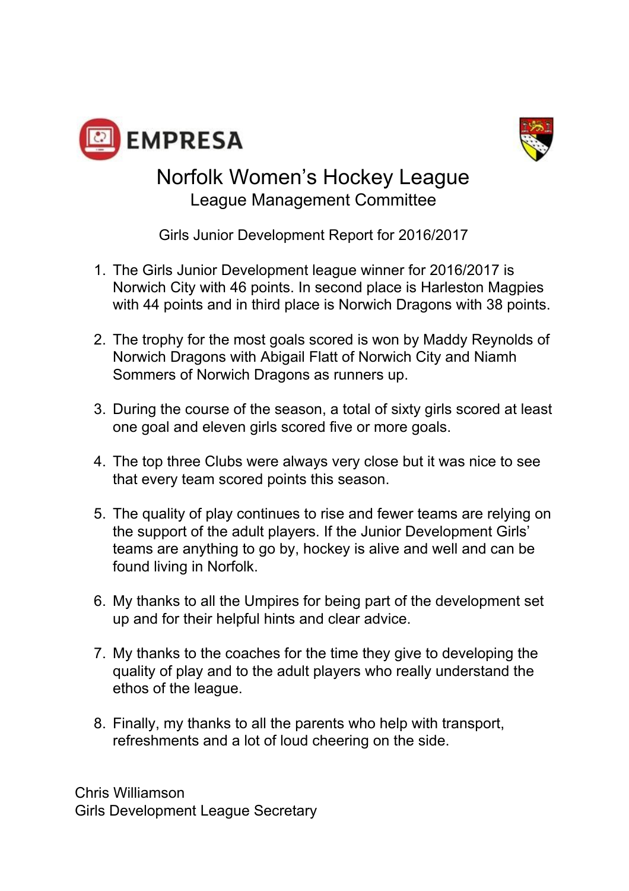EMPRESA

# Norfolk Women's Hockey League

## League Management Committee

Girls Junior Development Report for 2016/2017

1. The Girls Junior Development league winner for 2016/2017 is Norwich City with 46 points. In second place is Harleston Magpies with 44 points and in third place is Norwich Dragons with 38 points.

2. The trophy for the most goals scored is won by Maddy Reynolds of Norwich Dragons with Abigail Flatt of Norwich City and Niamh Sommers of Norwich Dragons as runners up.

3. During the course of the season, a total of sixty girls scored at least one goal and eleven girls scored five or more goals.

4. The top three Clubs were always very close but it was nice to see that every team scored points this season.

5. The quality of play continues to rise and fewer teams are relying on the support of the adult players. If the Junior Development Girls' teams are anything to go by, hockey is alive and well and can be found living in Norfolk.

6. My thanks to all the Umpires for being part of the development set up and for their helpful hints and clear advice.

7. My thanks to the coaches for the time they give to developing the quality of play and to the adult players who really understand the ethos of the league.

8. Finally, my thanks to all the parents who help with transport, refreshments and a lot of loud cheering on the side.

Chris Williamson
Girls Development League Secretary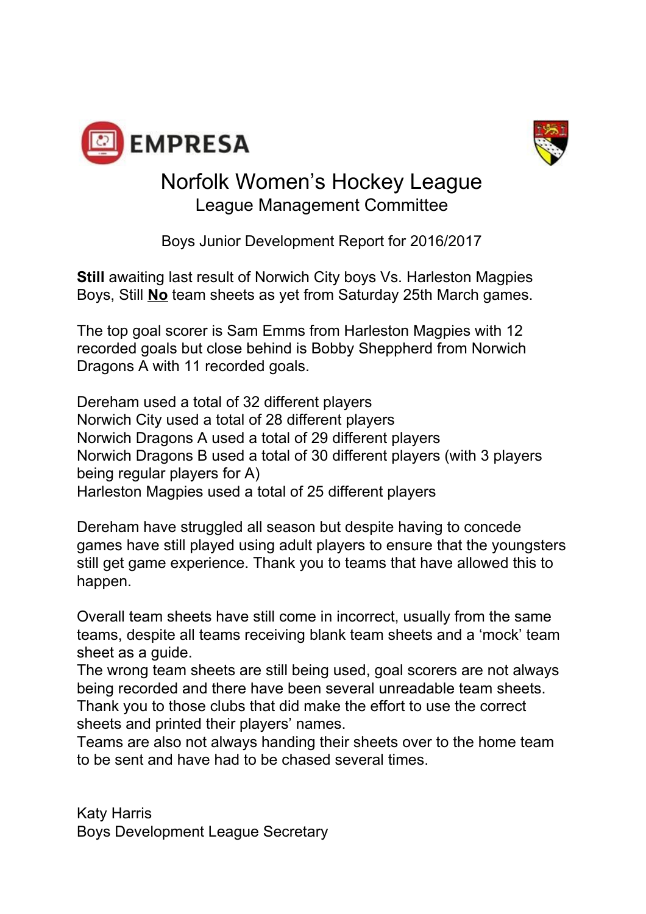# Norfolk Women's Hockey League

## League Management Committee

Boys Junior Development Report for 2016/2017

**Still** awaiting last result of Norwich City boys Vs. Harleston Magpies Boys, Still **No** team sheets as yet from Saturday 25th March games.

The top goal scorer is Sam Emms from Harleston Magpies with 12 recorded goals but close behind is Bobby Sheppherd from Norwich Dragons A with 11 recorded goals.

Dereham used a total of 32 different players
Norwich City used a total of 28 different players
Norwich Dragons A used a total of 29 different players
Norwich Dragons B used a total of 30 different players (with 3 players being regular players for A)
Harleston Magpies used a total of 25 different players

Dereham have struggled all season but despite having to concede games have still played using adult players to ensure that the youngsters still get game experience. Thank you to teams that have allowed this to happen.

Overall team sheets have still come in incorrect, usually from the same teams, despite all teams receiving blank team sheets and a 'mock' team sheet as a guide.
The wrong team sheets are still being used, goal scorers are not always being recorded and there have been several unreadable team sheets. Thank you to those clubs that did make the effort to use the correct sheets and printed their players' names.
Teams are also not always handing their sheets over to the home team to be sent and have had to be chased several times.

Katy Harris
Boys Development League Secretary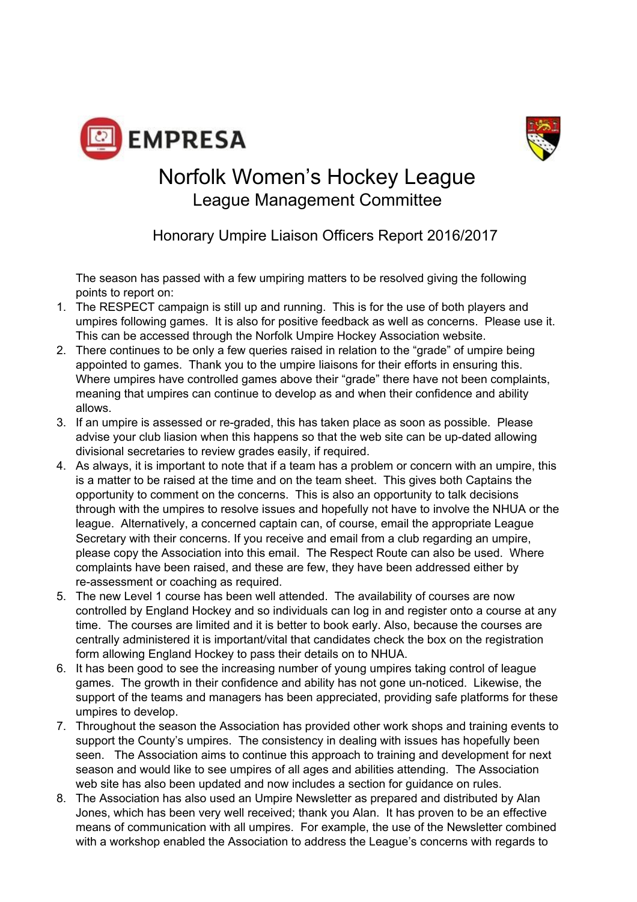# Norfolk Women's Hockey League

## League Management Committee

### Honorary Umpire Liaison Officers Report 2016/2017

The season has passed with a few umpiring matters to be resolved giving the following points to report on:

1. The RESPECT campaign is still up and running. This is for the use of both players and umpires following games. It is also for positive feedback as well as concerns. Please use it. This can be accessed through the Norfolk Umpire Hockey Association website.
2. There continues to be only a few queries raised in relation to the "grade" of umpire being appointed to games. Thank you to the umpire liaisons for their efforts in ensuring this. Where umpires have controlled games above their "grade" there have not been complaints, meaning that umpires can continue to develop as and when their confidence and ability allows.
3. If an umpire is assessed or re-graded, this has taken place as soon as possible. Please advise your club liasion when this happens so that the web site can be up-dated allowing divisional secretaries to review grades easily, if required.
4. As always, it is important to note that if a team has a problem or concern with an umpire, this is a matter to be raised at the time and on the team sheet. This gives both Captains the opportunity to comment on the concerns. This is also an opportunity to talk decisions through with the umpires to resolve issues and hopefully not have to involve the NHUA or the league. Alternatively, a concerned captain can, of course, email the appropriate League Secretary with their concerns. If you receive and email from a club regarding an umpire, please copy the Association into this email. The Respect Route can also be used. Where complaints have been raised, and these are few, they have been addressed either by re-assessment or coaching as required.
5. The new Level 1 course has been well attended. The availability of courses are now controlled by England Hockey and so individuals can log in and register onto a course at any time. The courses are limited and it is better to book early. Also, because the courses are centrally administered it is important/vital that candidates check the box on the registration form allowing England Hockey to pass their details on to NHUA.
6. It has been good to see the increasing number of young umpires taking control of league games. The growth in their confidence and ability has not gone un-noticed. Likewise, the support of the teams and managers has been appreciated, providing safe platforms for these umpires to develop.
7. Throughout the season the Association has provided other work shops and training events to support the County's umpires. The consistency in dealing with issues has hopefully been seen. The Association aims to continue this approach to training and development for next season and would like to see umpires of all ages and abilities attending. The Association web site has also been updated and now includes a section for guidance on rules.
8. The Association has also used an Umpire Newsletter as prepared and distributed by Alan Jones, which has been very well received; thank you Alan. It has proven to be an effective means of communication with all umpires. For example, the use of the Newsletter combined with a workshop enabled the Association to address the League's concerns with regards to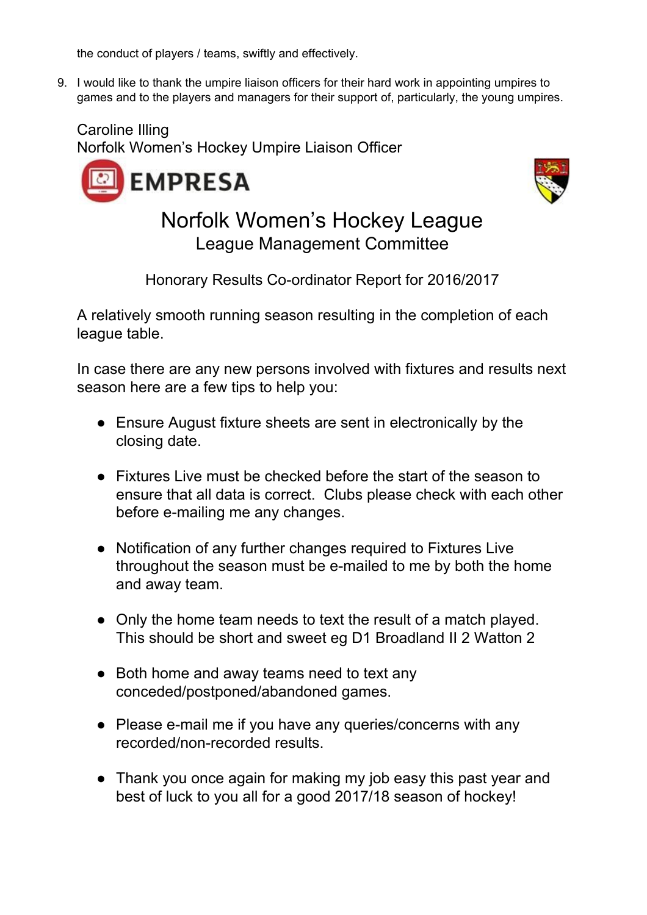the conduct of players / teams, swiftly and effectively.

9. I would like to thank the umpire liaison officers for their hard work in appointing umpires to games and to the players and managers for their support of, particularly, the young umpires.

Caroline Illing
Norfolk Women's Hockey Umpire Liaison Officer

EMPRESA

# Norfolk Women's Hockey League

## League Management Committee

### Honorary Results Co-ordinator Report for 2016/2017

A relatively smooth running season resulting in the completion of each league table.

In case there are any new persons involved with fixtures and results next season here are a few tips to help you:

- Ensure August fixture sheets are sent in electronically by the closing date.
- Fixtures Live must be checked before the start of the season to ensure that all data is correct. Clubs please check with each other before e-mailing me any changes.
- Notification of any further changes required to Fixtures Live throughout the season must be e-mailed to me by both the home and away team.
- Only the home team needs to text the result of a match played. This should be short and sweet eg D1 Broadland II 2 Watton 2
- Both home and away teams need to text any conceded/postponed/abandoned games.
- Please e-mail me if you have any queries/concerns with any recorded/non-recorded results.
- Thank you once again for making my job easy this past year and best of luck to you all for a good 2017/18 season of hockey!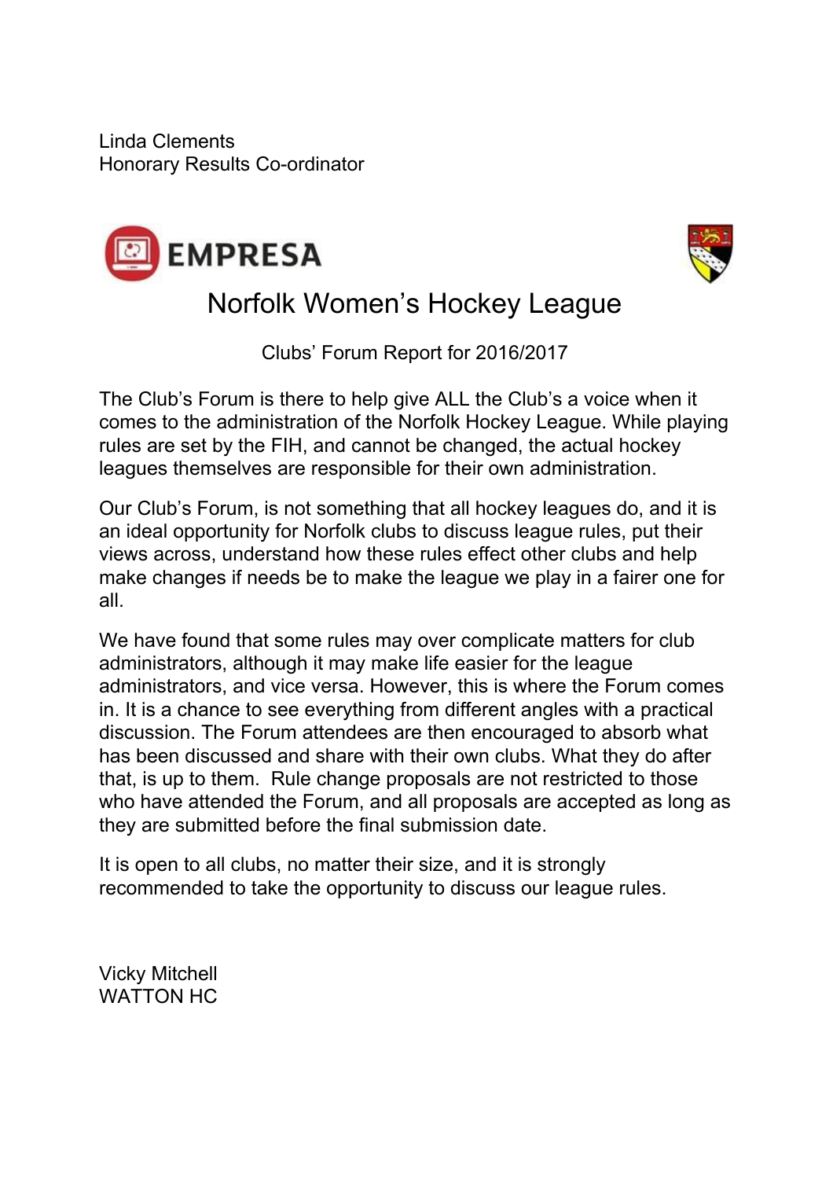Linda Clements
Honorary Results Co-ordinator

EMPRESA

# Norfolk Women's Hockey League

Clubs' Forum Report for 2016/2017

The Club's Forum is there to help give ALL the Club's a voice when it comes to the administration of the Norfolk Hockey League. While playing rules are set by the FIH, and cannot be changed, the actual hockey leagues themselves are responsible for their own administration.

Our Club's Forum, is not something that all hockey leagues do, and it is an ideal opportunity for Norfolk clubs to discuss league rules, put their views across, understand how these rules effect other clubs and help make changes if needs be to make the league we play in a fairer one for all.

We have found that some rules may over complicate matters for club administrators, although it may make life easier for the league administrators, and vice versa. However, this is where the Forum comes in. It is a chance to see everything from different angles with a practical discussion. The Forum attendees are then encouraged to absorb what has been discussed and share with their own clubs. What they do after that, is up to them. Rule change proposals are not restricted to those who have attended the Forum, and all proposals are accepted as long as they are submitted before the final submission date.

It is open to all clubs, no matter their size, and it is strongly recommended to take the opportunity to discuss our league rules.

Vicky Mitchell
WATTON HC